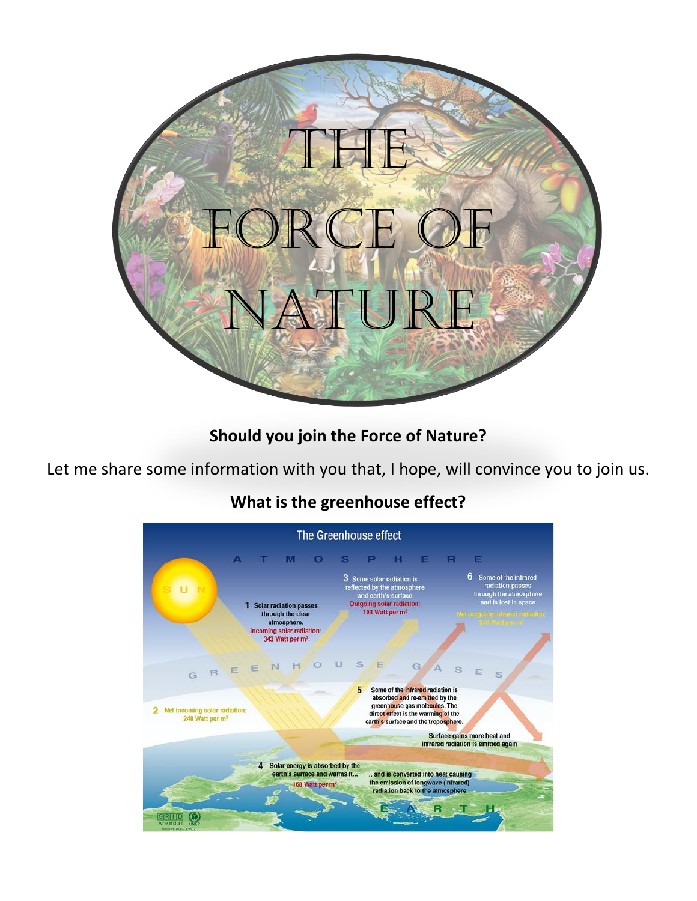# THE FORCE OF NATURE

**Should you join the Force of Nature?**

Let me share some information with you that, I hope, will convince you to join us.

**What is the greenhouse effect?**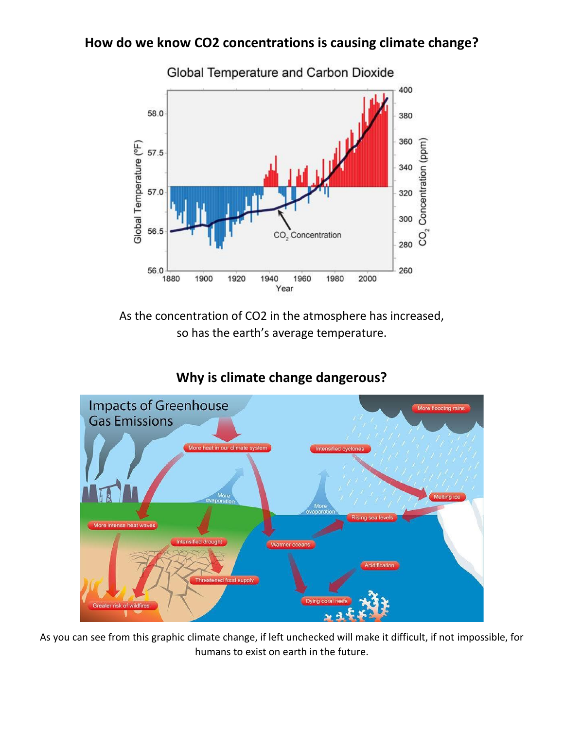## How do we know CO2 concentrations is causing climate change?

As the concentration of CO2 in the atmosphere has increased, so has the earth's average temperature.

## Why is climate change dangerous?

As you can see from this graphic climate change, if left unchecked will make it difficult, if not impossible, for humans to exist on earth in the future.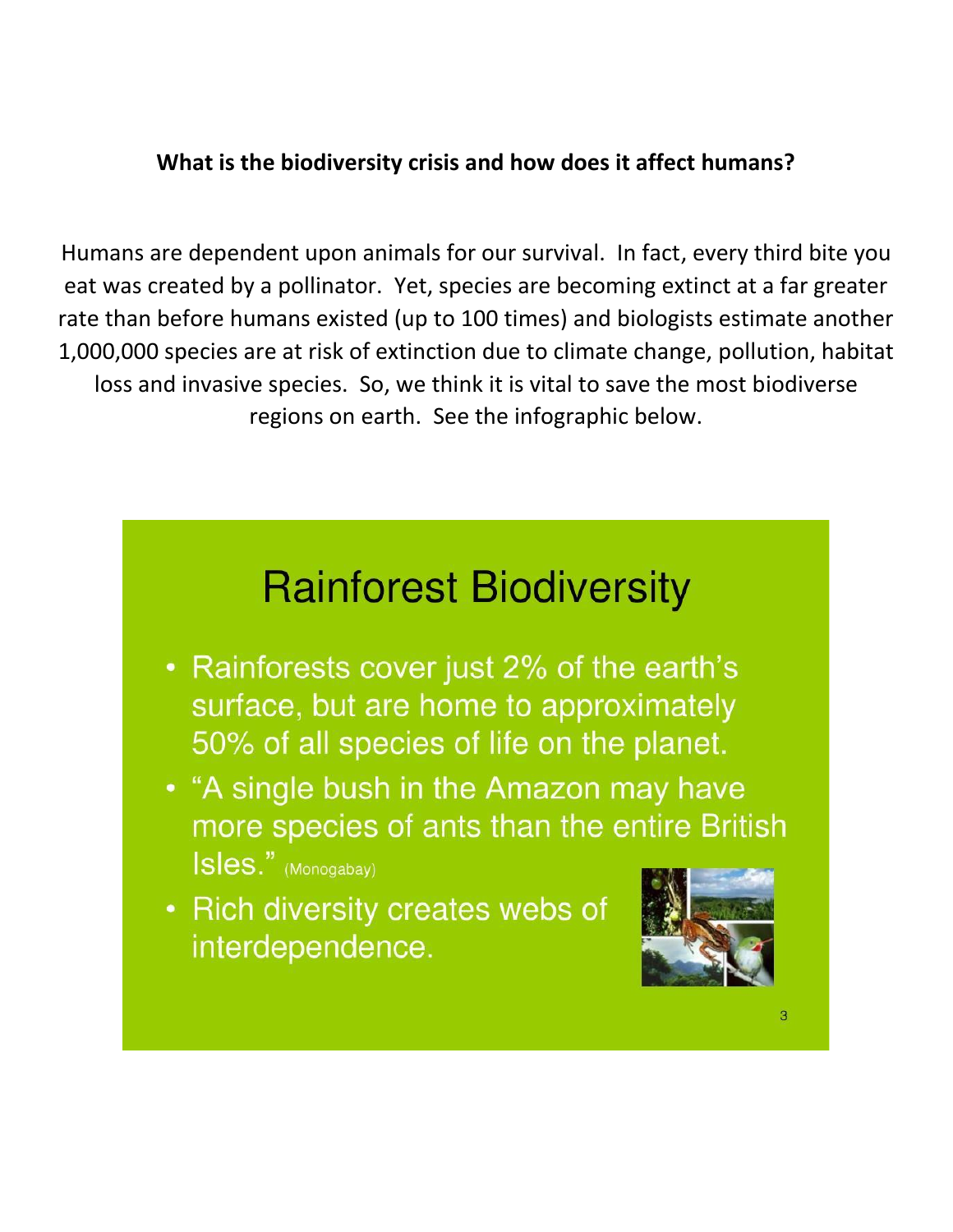**What is the biodiversity crisis and how does it affect humans?**

Humans are dependent upon animals for our survival. In fact, every third bite you eat was created by a pollinator. Yet, species are becoming extinct at a far greater rate than before humans existed (up to 100 times) and biologists estimate another 1,000,000 species are at risk of extinction due to climate change, pollution, habitat loss and invasive species. So, we think it is vital to save the most biodiverse regions on earth. See the infographic below.

## Rainforest Biodiversity

- Rainforests cover just 2% of the earth's surface, but are home to approximately 50% of all species of life on the planet.
- "A single bush in the Amazon may have more species of ants than the entire British Isles." (Monogabay)
- Rich diversity creates webs of interdependence.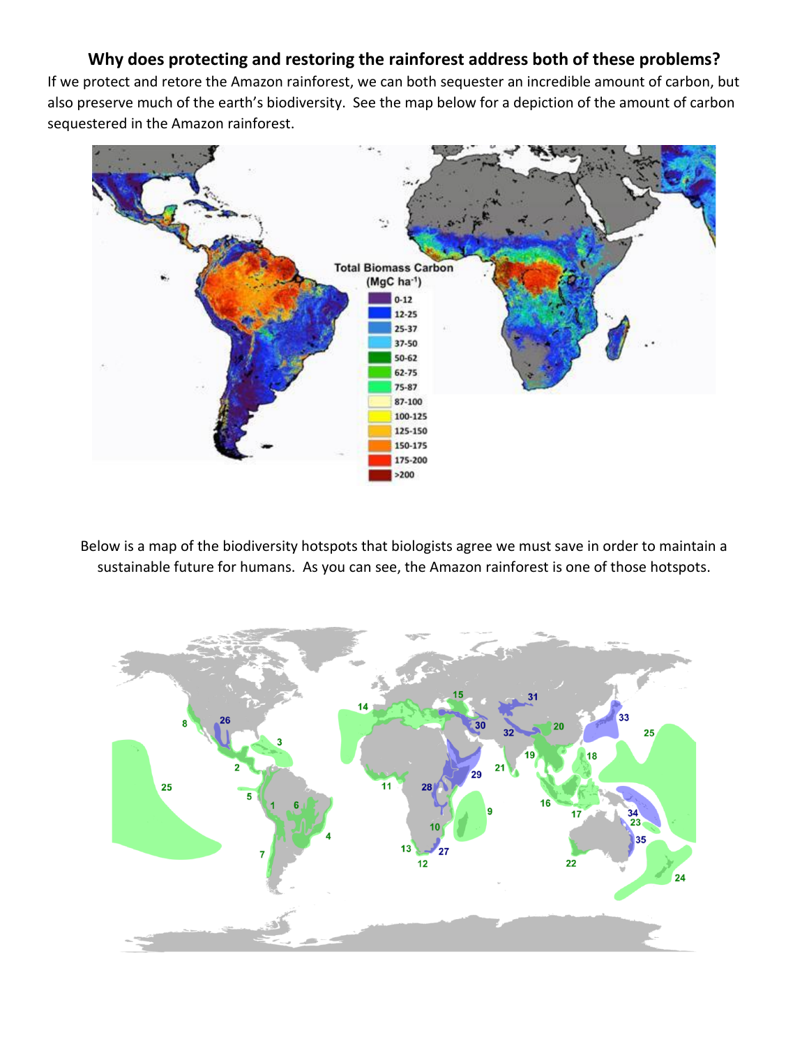### Why does protecting and restoring the rainforest address both of these problems?

If we protect and retore the Amazon rainforest, we can both sequester an incredible amount of carbon, but also preserve much of the earth's biodiversity. See the map below for a depiction of the amount of carbon sequestered in the Amazon rainforest.

Below is a map of the biodiversity hotspots that biologists agree we must save in order to maintain a sustainable future for humans. As you can see, the Amazon rainforest is one of those hotspots.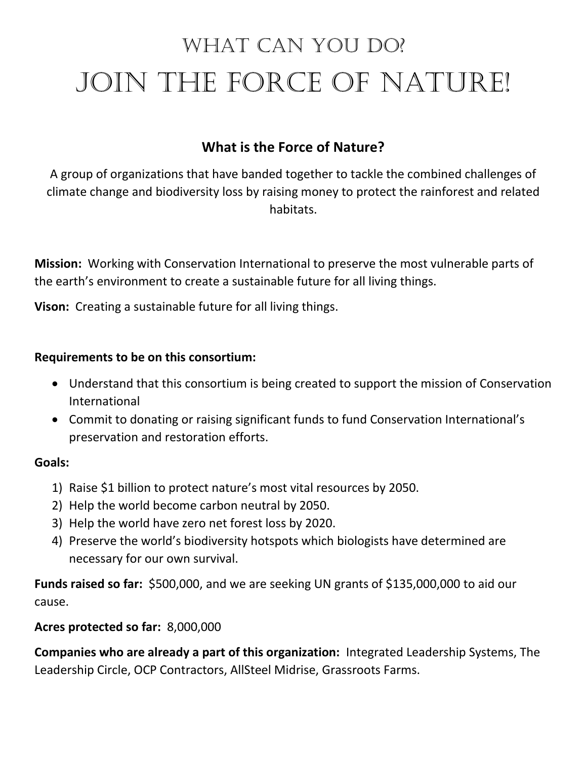# WHAT CAN YOU DO?

# JOIN THE FORCE OF NATURE!

## What is the Force of Nature?

A group of organizations that have banded together to tackle the combined challenges of climate change and biodiversity loss by raising money to protect the rainforest and related habitats.

**Mission:** Working with Conservation International to preserve the most vulnerable parts of the earth's environment to create a sustainable future for all living things.

**Vison:** Creating a sustainable future for all living things.

**Requirements to be on this consortium:**

- Understand that this consortium is being created to support the mission of Conservation International
- Commit to donating or raising significant funds to fund Conservation International's preservation and restoration efforts.

**Goals:**

1) Raise $1 billion to protect nature's most vital resources by 2050.
2) Help the world become carbon neutral by 2050.
3) Help the world have zero net forest loss by 2020.
4) Preserve the world's biodiversity hotspots which biologists have determined are necessary for our own survival.

**Funds raised so far:** $500,000, and we are seeking UN grants of $135,000,000 to aid our cause.

**Acres protected so far:** 8,000,000

**Companies who are already a part of this organization:** Integrated Leadership Systems, The Leadership Circle, OCP Contractors, AllSteel Midrise, Grassroots Farms.